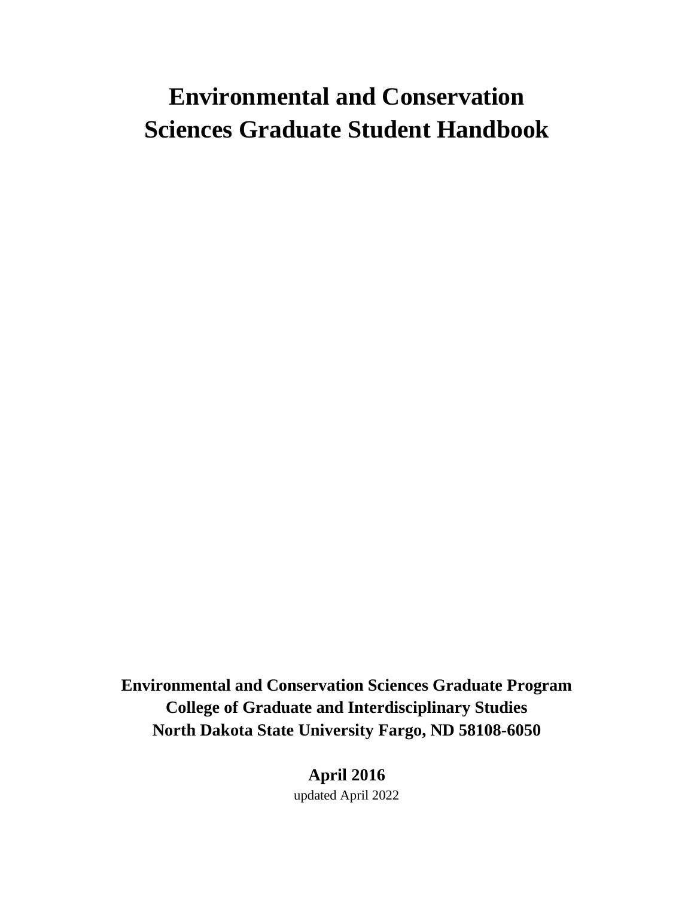# Environmental and Conservation Sciences Graduate Student Handbook

**Environmental and Conservation Sciences Graduate Program**
**College of Graduate and Interdisciplinary Studies**
**North Dakota State University Fargo, ND 58108-6050**

**April 2016**
updated April 2022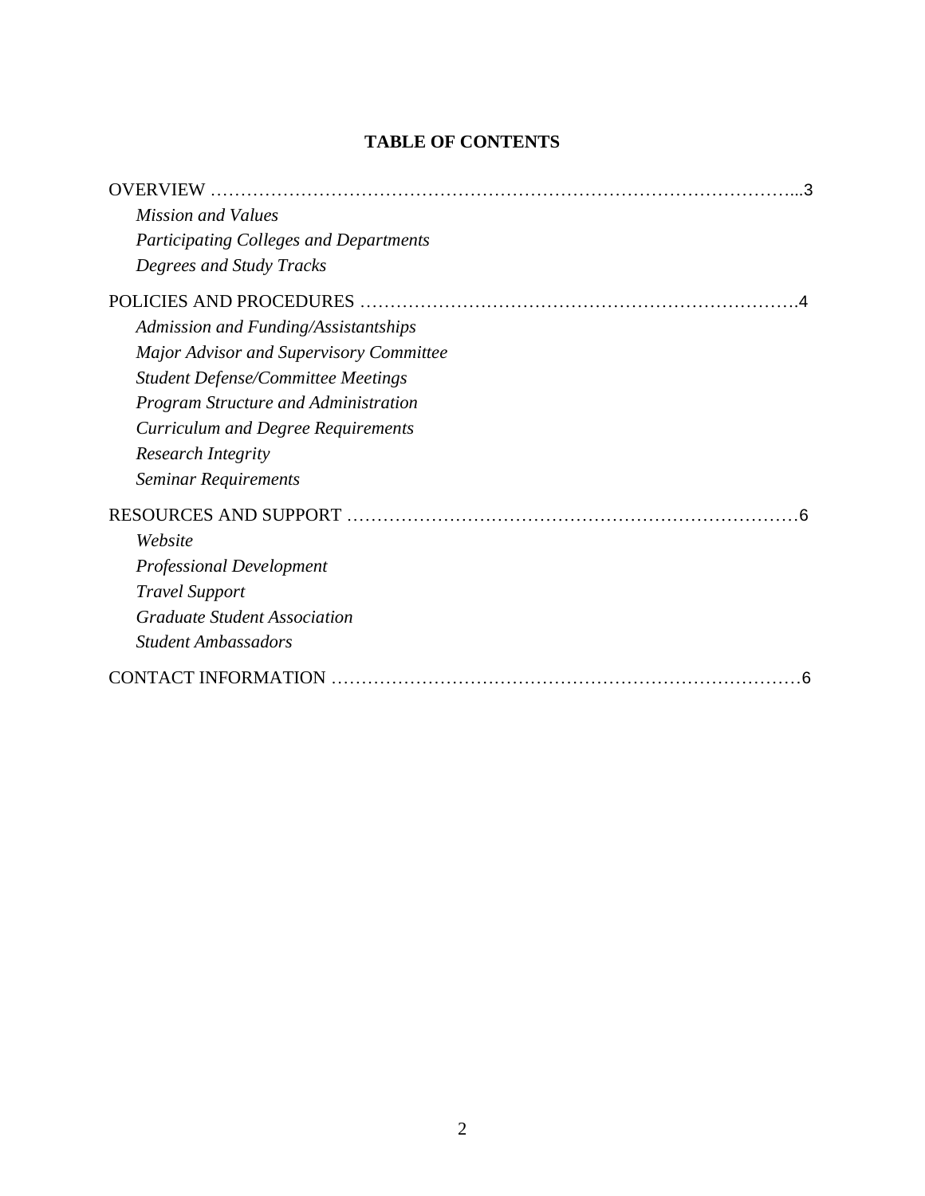# TABLE OF CONTENTS

OVERVIEW …………………………………………………………………………………...3

*Mission and Values*

*Participating Colleges and Departments*

*Degrees and Study Tracks*

POLICIES AND PROCEDURES …………………………………………………………….4

*Admission and Funding/Assistantships*

*Major Advisor and Supervisory Committee*

*Student Defense/Committee Meetings*

*Program Structure and Administration*

*Curriculum and Degree Requirements*

*Research Integrity*

*Seminar Requirements*

RESOURCES AND SUPPORT ………………………………………………………………6

*Website*

*Professional Development*

*Travel Support*

*Graduate Student Association*

*Student Ambassadors*

CONTACT INFORMATION …………………………………………………………………6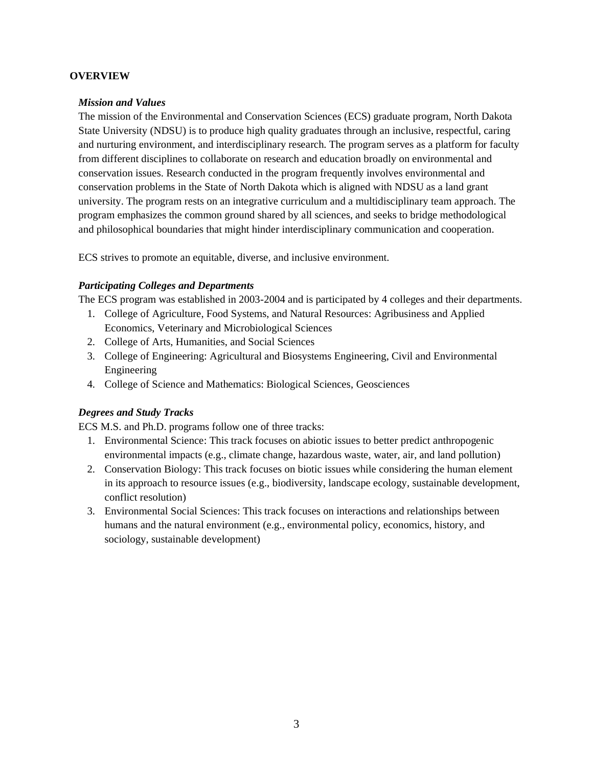## OVERVIEW

### *Mission and Values*

The mission of the Environmental and Conservation Sciences (ECS) graduate program, North Dakota State University (NDSU) is to produce high quality graduates through an inclusive, respectful, caring and nurturing environment, and interdisciplinary research. The program serves as a platform for faculty from different disciplines to collaborate on research and education broadly on environmental and conservation issues. Research conducted in the program frequently involves environmental and conservation problems in the State of North Dakota which is aligned with NDSU as a land grant university. The program rests on an integrative curriculum and a multidisciplinary team approach. The program emphasizes the common ground shared by all sciences, and seeks to bridge methodological and philosophical boundaries that might hinder interdisciplinary communication and cooperation.

ECS strives to promote an equitable, diverse, and inclusive environment.

### *Participating Colleges and Departments*

The ECS program was established in 2003-2004 and is participated by 4 colleges and their departments.

1. College of Agriculture, Food Systems, and Natural Resources: Agribusiness and Applied Economics, Veterinary and Microbiological Sciences
2. College of Arts, Humanities, and Social Sciences
3. College of Engineering: Agricultural and Biosystems Engineering, Civil and Environmental Engineering
4. College of Science and Mathematics: Biological Sciences, Geosciences

### *Degrees and Study Tracks*

ECS M.S. and Ph.D. programs follow one of three tracks:

1. Environmental Science: This track focuses on abiotic issues to better predict anthropogenic environmental impacts (e.g., climate change, hazardous waste, water, air, and land pollution)
2. Conservation Biology: This track focuses on biotic issues while considering the human element in its approach to resource issues (e.g., biodiversity, landscape ecology, sustainable development, conflict resolution)
3. Environmental Social Sciences: This track focuses on interactions and relationships between humans and the natural environment (e.g., environmental policy, economics, history, and sociology, sustainable development)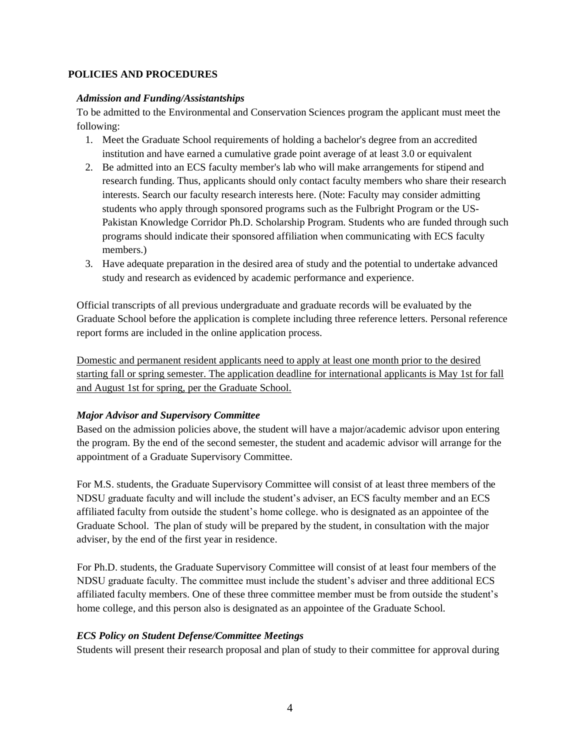## POLICIES AND PROCEDURES

### *Admission and Funding/Assistantships*

To be admitted to the Environmental and Conservation Sciences program the applicant must meet the following:

1. Meet the Graduate School requirements of holding a bachelor's degree from an accredited institution and have earned a cumulative grade point average of at least 3.0 or equivalent
2. Be admitted into an ECS faculty member's lab who will make arrangements for stipend and research funding. Thus, applicants should only contact faculty members who share their research interests. Search our faculty research interests here. (Note: Faculty may consider admitting students who apply through sponsored programs such as the Fulbright Program or the US-Pakistan Knowledge Corridor Ph.D. Scholarship Program. Students who are funded through such programs should indicate their sponsored affiliation when communicating with ECS faculty members.)
3. Have adequate preparation in the desired area of study and the potential to undertake advanced study and research as evidenced by academic performance and experience.

Official transcripts of all previous undergraduate and graduate records will be evaluated by the Graduate School before the application is complete including three reference letters. Personal reference report forms are included in the online application process.

<u>Domestic and permanent resident applicants need to apply at least one month prior to the desired starting fall or spring semester. The application deadline for international applicants is May 1st for fall and August 1st for spring, per the Graduate School.</u>

### *Major Advisor and Supervisory Committee*

Based on the admission policies above, the student will have a major/academic advisor upon entering the program. By the end of the second semester, the student and academic advisor will arrange for the appointment of a Graduate Supervisory Committee.

For M.S. students, the Graduate Supervisory Committee will consist of at least three members of the NDSU graduate faculty and will include the student's adviser, an ECS faculty member and an ECS affiliated faculty from outside the student's home college. who is designated as an appointee of the Graduate School. The plan of study will be prepared by the student, in consultation with the major adviser, by the end of the first year in residence.

For Ph.D. students, the Graduate Supervisory Committee will consist of at least four members of the NDSU graduate faculty. The committee must include the student's adviser and three additional ECS affiliated faculty members. One of these three committee member must be from outside the student's home college, and this person also is designated as an appointee of the Graduate School.

### *ECS Policy on Student Defense/Committee Meetings*

Students will present their research proposal and plan of study to their committee for approval during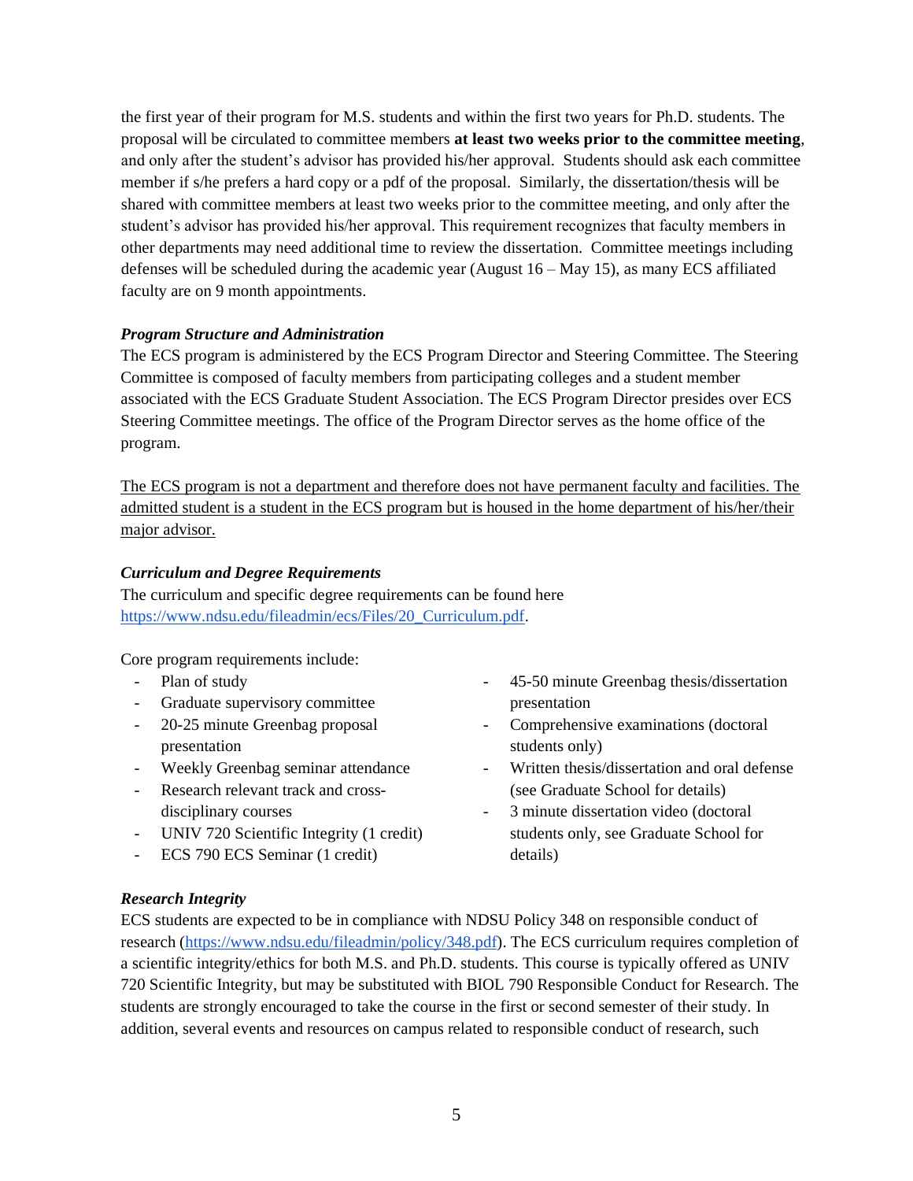the first year of their program for M.S. students and within the first two years for Ph.D. students. The proposal will be circulated to committee members **at least two weeks prior to the committee meeting**, and only after the student's advisor has provided his/her approval. Students should ask each committee member if s/he prefers a hard copy or a pdf of the proposal. Similarly, the dissertation/thesis will be shared with committee members at least two weeks prior to the committee meeting, and only after the student's advisor has provided his/her approval. This requirement recognizes that faculty members in other departments may need additional time to review the dissertation. Committee meetings including defenses will be scheduled during the academic year (August 16 – May 15), as many ECS affiliated faculty are on 9 month appointments.

***Program Structure and Administration***

The ECS program is administered by the ECS Program Director and Steering Committee. The Steering Committee is composed of faculty members from participating colleges and a student member associated with the ECS Graduate Student Association. The ECS Program Director presides over ECS Steering Committee meetings. The office of the Program Director serves as the home office of the program.

<u>The ECS program is not a department and therefore does not have permanent faculty and facilities. The admitted student is a student in the ECS program but is housed in the home department of his/her/their major advisor.</u>

***Curriculum and Degree Requirements***

The curriculum and specific degree requirements can be found here [https://www.ndsu.edu/fileadmin/ecs/Files/20_Curriculum.pdf](https://www.ndsu.edu/fileadmin/ecs/Files/20_Curriculum.pdf).

Core program requirements include:

- Plan of study
- Graduate supervisory committee
- 20-25 minute Greenbag proposal presentation
- Weekly Greenbag seminar attendance
- Research relevant track and cross-disciplinary courses
- UNIV 720 Scientific Integrity (1 credit)
- ECS 790 ECS Seminar (1 credit)
- 45-50 minute Greenbag thesis/dissertation presentation
- Comprehensive examinations (doctoral students only)
- Written thesis/dissertation and oral defense (see Graduate School for details)
- 3 minute dissertation video (doctoral students only, see Graduate School for details)

***Research Integrity***

ECS students are expected to be in compliance with NDSU Policy 348 on responsible conduct of research ([https://www.ndsu.edu/fileadmin/policy/348.pdf](https://www.ndsu.edu/fileadmin/policy/348.pdf)). The ECS curriculum requires completion of a scientific integrity/ethics for both M.S. and Ph.D. students. This course is typically offered as UNIV 720 Scientific Integrity, but may be substituted with BIOL 790 Responsible Conduct for Research. The students are strongly encouraged to take the course in the first or second semester of their study. In addition, several events and resources on campus related to responsible conduct of research, such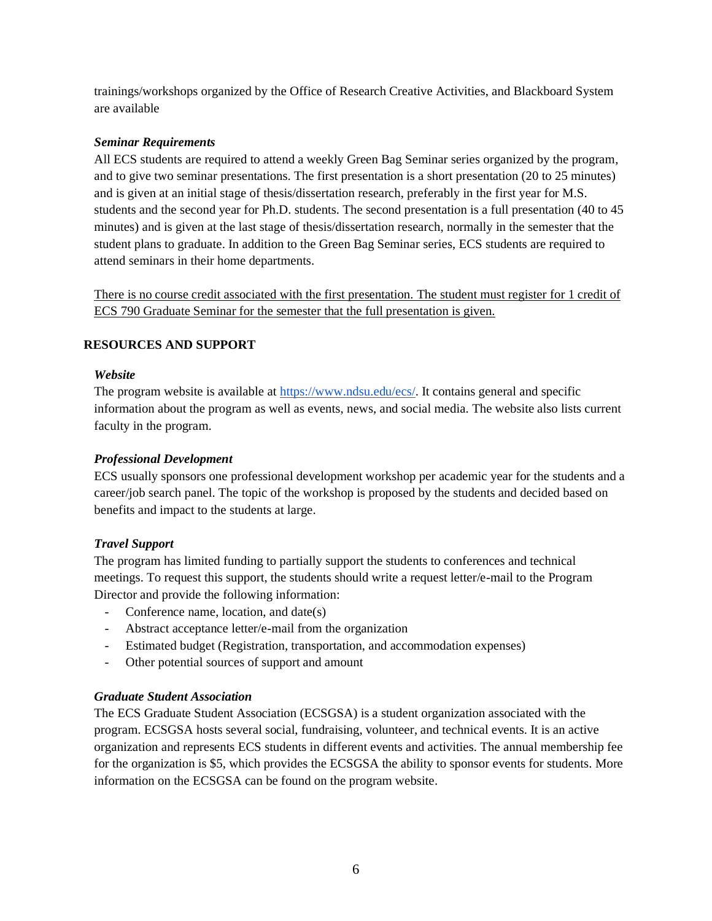trainings/workshops organized by the Office of Research Creative Activities, and Blackboard System are available

***Seminar Requirements***

All ECS students are required to attend a weekly Green Bag Seminar series organized by the program, and to give two seminar presentations. The first presentation is a short presentation (20 to 25 minutes) and is given at an initial stage of thesis/dissertation research, preferably in the first year for M.S. students and the second year for Ph.D. students. The second presentation is a full presentation (40 to 45 minutes) and is given at the last stage of thesis/dissertation research, normally in the semester that the student plans to graduate. In addition to the Green Bag Seminar series, ECS students are required to attend seminars in their home departments.

<u>There is no course credit associated with the first presentation. The student must register for 1 credit of ECS 790 Graduate Seminar for the semester that the full presentation is given.</u>

## RESOURCES AND SUPPORT

***Website***

The program website is available at [https://www.ndsu.edu/ecs/](https://www.ndsu.edu/ecs/). It contains general and specific information about the program as well as events, news, and social media. The website also lists current faculty in the program.

***Professional Development***

ECS usually sponsors one professional development workshop per academic year for the students and a career/job search panel. The topic of the workshop is proposed by the students and decided based on benefits and impact to the students at large.

***Travel Support***

The program has limited funding to partially support the students to conferences and technical meetings. To request this support, the students should write a request letter/e-mail to the Program Director and provide the following information:

- Conference name, location, and date(s)
- Abstract acceptance letter/e-mail from the organization
- Estimated budget (Registration, transportation, and accommodation expenses)
- Other potential sources of support and amount

***Graduate Student Association***

The ECS Graduate Student Association (ECSGSA) is a student organization associated with the program. ECSGSA hosts several social, fundraising, volunteer, and technical events. It is an active organization and represents ECS students in different events and activities. The annual membership fee for the organization is $5, which provides the ECSGSA the ability to sponsor events for students. More information on the ECSGSA can be found on the program website.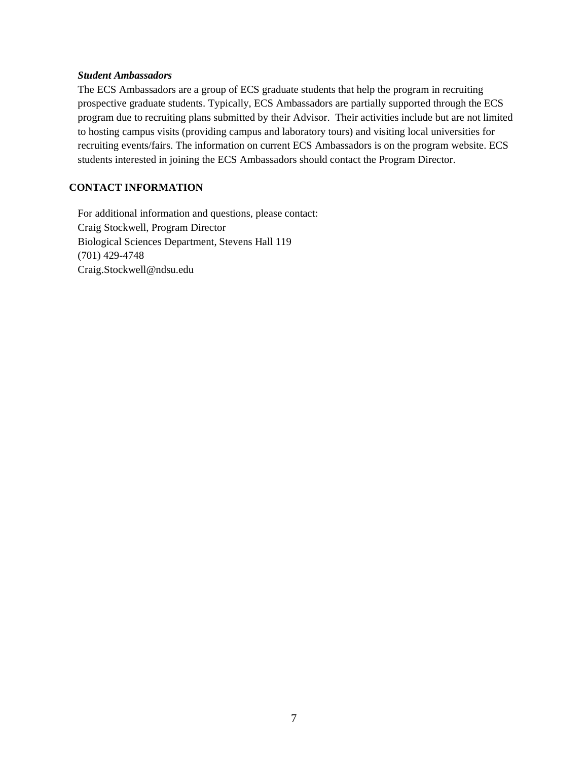### *Student Ambassadors*

The ECS Ambassadors are a group of ECS graduate students that help the program in recruiting prospective graduate students. Typically, ECS Ambassadors are partially supported through the ECS program due to recruiting plans submitted by their Advisor. Their activities include but are not limited to hosting campus visits (providing campus and laboratory tours) and visiting local universities for recruiting events/fairs. The information on current ECS Ambassadors is on the program website. ECS students interested in joining the ECS Ambassadors should contact the Program Director.

## CONTACT INFORMATION

For additional information and questions, please contact:
Craig Stockwell, Program Director
Biological Sciences Department, Stevens Hall 119
(701) 429-4748
Craig.Stockwell@ndsu.edu